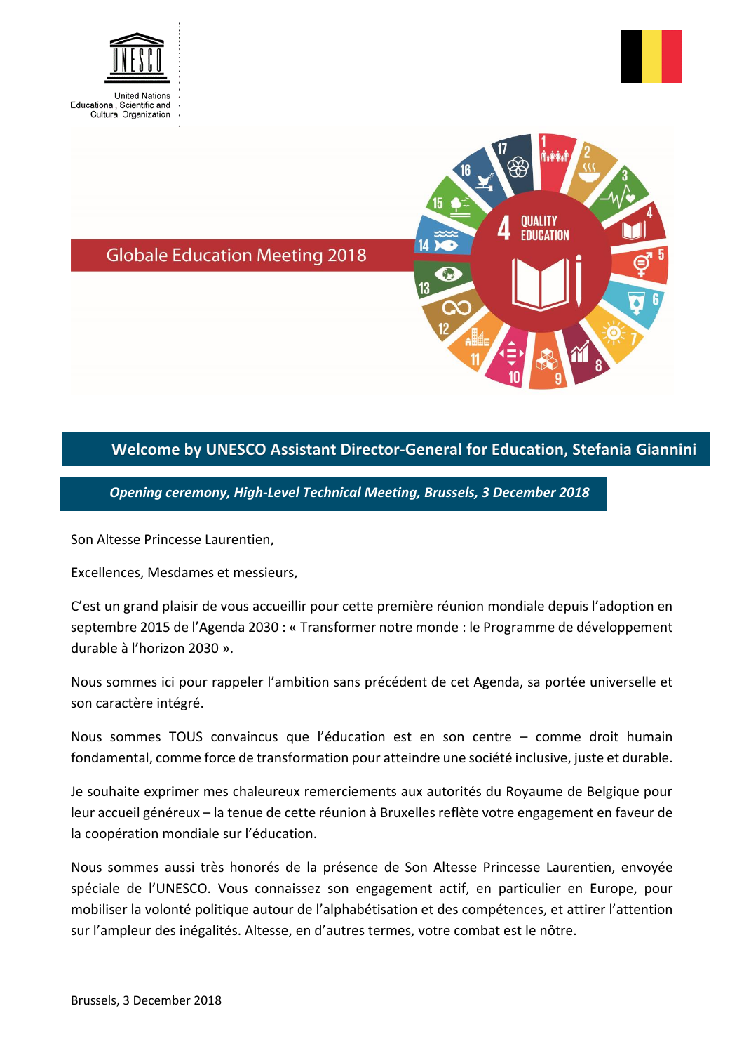# Globale Education Meeting 2018

## Welcome by UNESCO Assistant Director-General for Education, Stefania Giannini

***Opening ceremony, High-Level Technical Meeting, Brussels, 3 December 2018***

Son Altesse Princesse Laurentien,

Excellences, Mesdames et messieurs,

C'est un grand plaisir de vous accueillir pour cette première réunion mondiale depuis l'adoption en septembre 2015 de l'Agenda 2030 : « Transformer notre monde : le Programme de développement durable à l'horizon 2030 ».

Nous sommes ici pour rappeler l'ambition sans précédent de cet Agenda, sa portée universelle et son caractère intégré.

Nous sommes TOUS convaincus que l'éducation est en son centre – comme droit humain fondamental, comme force de transformation pour atteindre une société inclusive, juste et durable.

Je souhaite exprimer mes chaleureux remerciements aux autorités du Royaume de Belgique pour leur accueil généreux – la tenue de cette réunion à Bruxelles reflète votre engagement en faveur de la coopération mondiale sur l'éducation.

Nous sommes aussi très honorés de la présence de Son Altesse Princesse Laurentien, envoyée spéciale de l'UNESCO. Vous connaissez son engagement actif, en particulier en Europe, pour mobiliser la volonté politique autour de l'alphabétisation et des compétences, et attirer l'attention sur l'ampleur des inégalités. Altesse, en d'autres termes, votre combat est le nôtre.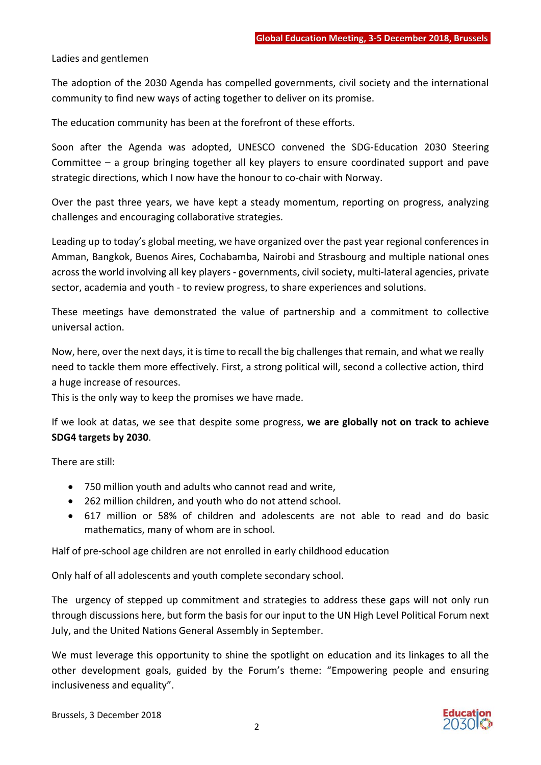Ladies and gentlemen

The adoption of the 2030 Agenda has compelled governments, civil society and the international community to find new ways of acting together to deliver on its promise.

The education community has been at the forefront of these efforts.

Soon after the Agenda was adopted, UNESCO convened the SDG-Education 2030 Steering Committee – a group bringing together all key players to ensure coordinated support and pave strategic directions, which I now have the honour to co-chair with Norway.

Over the past three years, we have kept a steady momentum, reporting on progress, analyzing challenges and encouraging collaborative strategies.

Leading up to today's global meeting, we have organized over the past year regional conferences in Amman, Bangkok, Buenos Aires, Cochabamba, Nairobi and Strasbourg and multiple national ones across the world involving all key players - governments, civil society, multi-lateral agencies, private sector, academia and youth - to review progress, to share experiences and solutions.

These meetings have demonstrated the value of partnership and a commitment to collective universal action.

Now, here, over the next days, it is time to recall the big challenges that remain, and what we really need to tackle them more effectively. First, a strong political will, second a collective action, third a huge increase of resources.
This is the only way to keep the promises we have made.

If we look at datas, we see that despite some progress, **we are globally not on track to achieve SDG4 targets by 2030**.

There are still:

- 750 million youth and adults who cannot read and write,
- 262 million children, and youth who do not attend school.
- 617 million or 58% of children and adolescents are not able to read and do basic mathematics, many of whom are in school.

Half of pre-school age children are not enrolled in early childhood education

Only half of all adolescents and youth complete secondary school.

The urgency of stepped up commitment and strategies to address these gaps will not only run through discussions here, but form the basis for our input to the UN High Level Political Forum next July, and the United Nations General Assembly in September.

We must leverage this opportunity to shine the spotlight on education and its linkages to all the other development goals, guided by the Forum's theme: "Empowering people and ensuring inclusiveness and equality".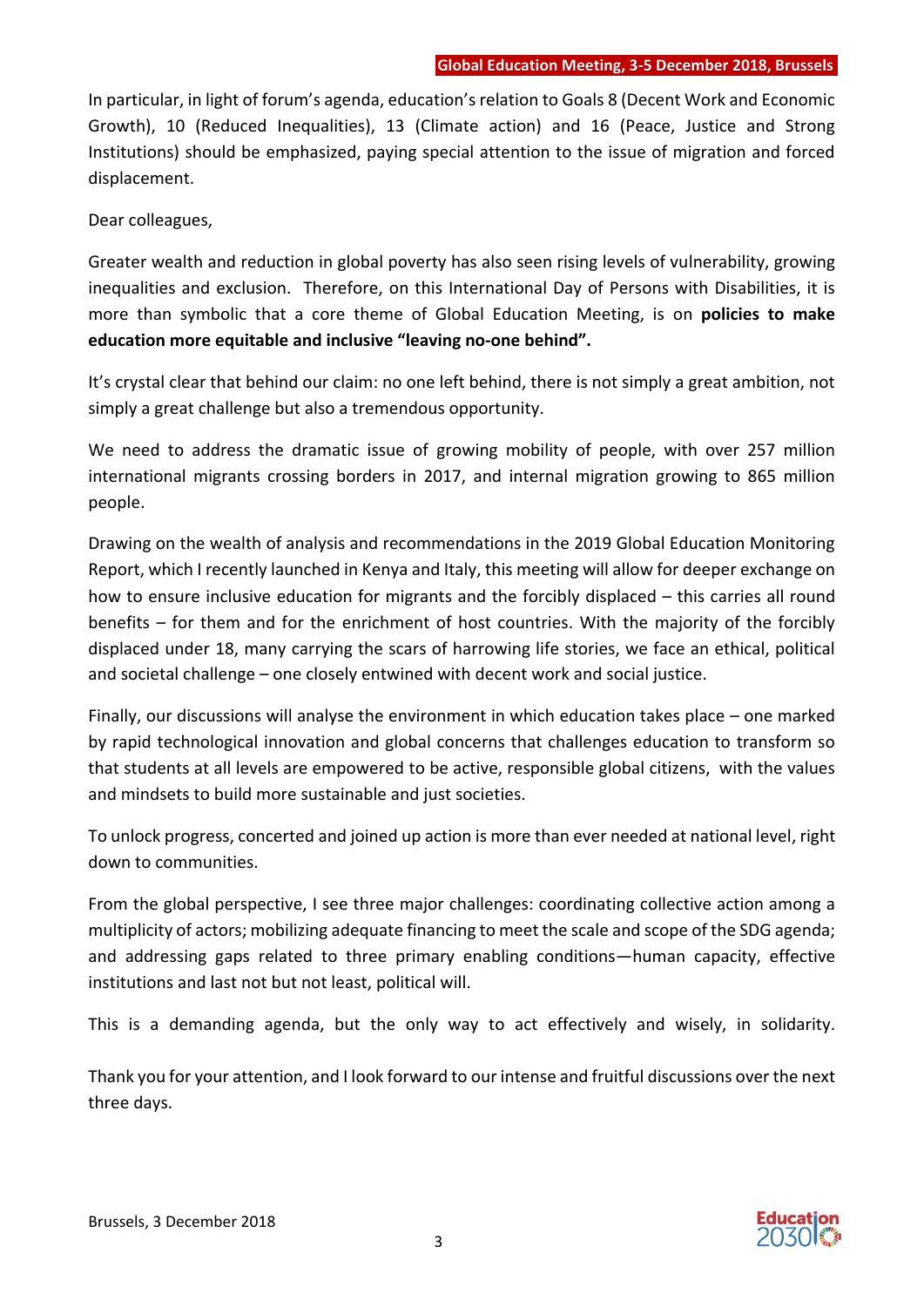In particular, in light of forum's agenda, education's relation to Goals 8 (Decent Work and Economic Growth), 10 (Reduced Inequalities), 13 (Climate action) and 16 (Peace, Justice and Strong Institutions) should be emphasized, paying special attention to the issue of migration and forced displacement.

Dear colleagues,

Greater wealth and reduction in global poverty has also seen rising levels of vulnerability, growing inequalities and exclusion. Therefore, on this International Day of Persons with Disabilities, it is more than symbolic that a core theme of Global Education Meeting, is on **policies to make education more equitable and inclusive "leaving no-one behind".**

It's crystal clear that behind our claim: no one left behind, there is not simply a great ambition, not simply a great challenge but also a tremendous opportunity.

We need to address the dramatic issue of growing mobility of people, with over 257 million international migrants crossing borders in 2017, and internal migration growing to 865 million people.

Drawing on the wealth of analysis and recommendations in the 2019 Global Education Monitoring Report, which I recently launched in Kenya and Italy, this meeting will allow for deeper exchange on how to ensure inclusive education for migrants and the forcibly displaced – this carries all round benefits – for them and for the enrichment of host countries. With the majority of the forcibly displaced under 18, many carrying the scars of harrowing life stories, we face an ethical, political and societal challenge – one closely entwined with decent work and social justice.

Finally, our discussions will analyse the environment in which education takes place – one marked by rapid technological innovation and global concerns that challenges education to transform so that students at all levels are empowered to be active, responsible global citizens, with the values and mindsets to build more sustainable and just societies.

To unlock progress, concerted and joined up action is more than ever needed at national level, right down to communities.

From the global perspective, I see three major challenges: coordinating collective action among a multiplicity of actors; mobilizing adequate financing to meet the scale and scope of the SDG agenda; and addressing gaps related to three primary enabling conditions—human capacity, effective institutions and last not but not least, political will.

This is a demanding agenda, but the only way to act effectively and wisely, in solidarity.

Thank you for your attention, and I look forward to our intense and fruitful discussions over the next three days.

Brussels, 3 December 2018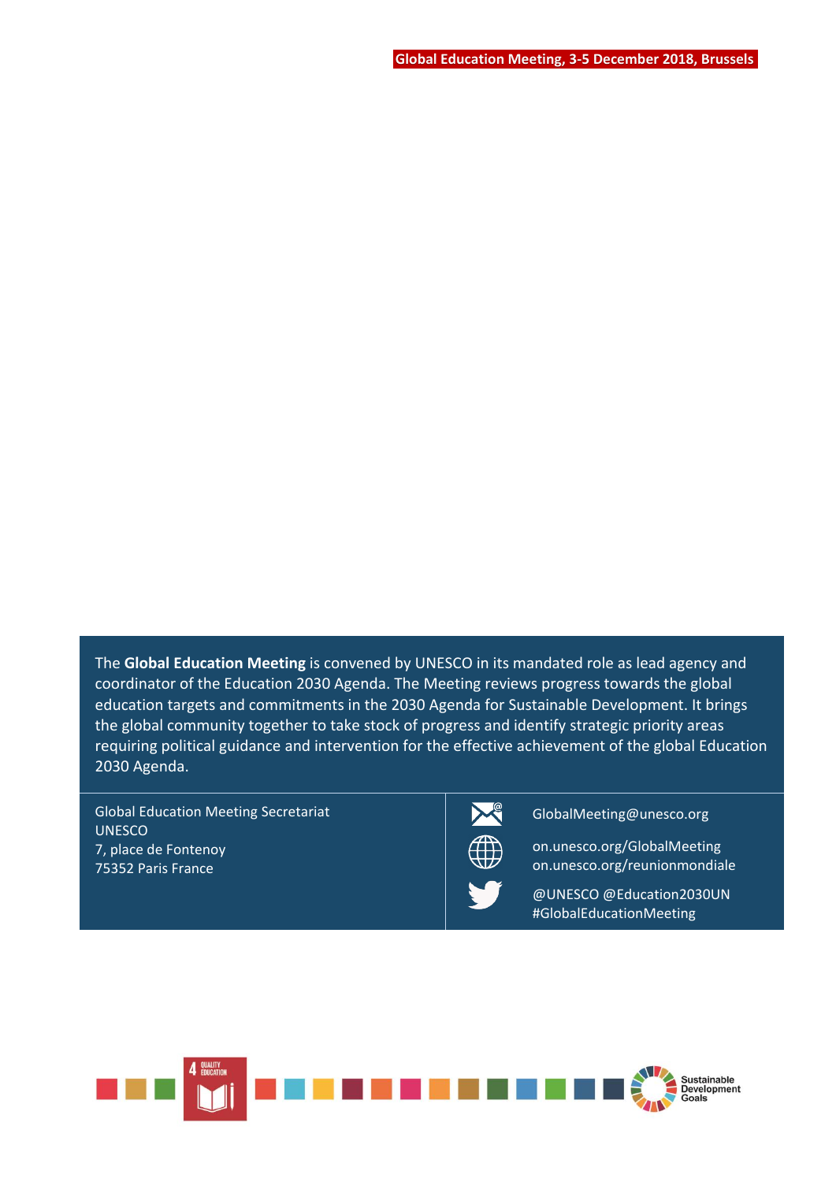The **Global Education Meeting** is convened by UNESCO in its mandated role as lead agency and coordinator of the Education 2030 Agenda. The Meeting reviews progress towards the global education targets and commitments in the 2030 Agenda for Sustainable Development. It brings the global community together to take stock of progress and identify strategic priority areas requiring political guidance and intervention for the effective achievement of the global Education 2030 Agenda.

Global Education Meeting Secretariat
UNESCO
7, place de Fontenoy
75352 Paris France

GlobalMeeting@unesco.org

on.unesco.org/GlobalMeeting
on.unesco.org/reunionmondiale

@UNESCO @Education2030UN
#GlobalEducationMeeting

4 QUALITY EDUCATION

Sustainable Development Goals